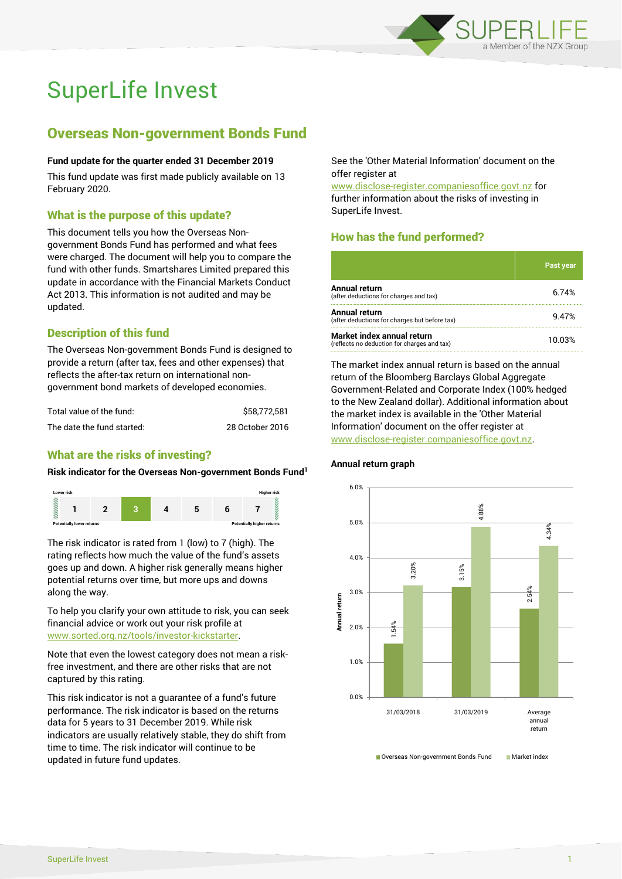# SuperLife Invest

## Overseas Non-government Bonds Fund

**Fund update for the quarter ended 31 December 2019**

This fund update was first made publicly available on 13 February 2020.

### What is the purpose of this update?

This document tells you how the Overseas Non-government Bonds Fund has performed and what fees were charged. The document will help you to compare the fund with other funds. Smartshares Limited prepared this update in accordance with the Financial Markets Conduct Act 2013. This information is not audited and may be updated.

### Description of this fund

The Overseas Non-government Bonds Fund is designed to provide a return (after tax, fees and other expenses) that reflects the after-tax return on international non-government bond markets of developed economies.

| | |
|---|---|
| Total value of the fund: | $58,772,581 |
| The date the fund started: | 28 October 2016 |

### What are the risks of investing?

**Risk indicator for the Overseas Non-government Bonds Fund[1]**

| Lower risk | | | | | | Higher risk |
|---|---|---|---|---|---|---|
| 1 | 2 | **3** | 4 | 5 | 6 | 7 |
| Potentially lower returns | | | | | | Potentially higher returns |

The risk indicator is rated from 1 (low) to 7 (high). The rating reflects how much the value of the fund's assets goes up and down. A higher risk generally means higher potential returns over time, but more ups and downs along the way.

To help you clarify your own attitude to risk, you can seek financial advice or work out your risk profile at www.sorted.org.nz/tools/investor-kickstarter.

Note that even the lowest category does not mean a risk-free investment, and there are other risks that are not captured by this rating.

This risk indicator is not a guarantee of a fund's future performance. The risk indicator is based on the returns data for 5 years to 31 December 2019. While risk indicators are usually relatively stable, they do shift from time to time. The risk indicator will continue to be updated in future fund updates.

See the 'Other Material Information' document on the offer register at www.disclose-register.companiesoffice.govt.nz for further information about the risks of investing in SuperLife Invest.

### How has the fund performed?

| | Past year |
|---|---|
| **Annual return** (after deductions for charges and tax) | 6.74% |
| **Annual return** (after deductions for charges but before tax) | 9.47% |
| **Market index annual return** (reflects no deduction for charges and tax) | 10.03% |

The market index annual return is based on the annual return of the Bloomberg Barclays Global Aggregate Government-Related and Corporate Index (100% hedged to the New Zealand dollar). Additional information about the market index is available in the 'Other Material Information' document on the offer register at www.disclose-register.companiesoffice.govt.nz.

**Annual return graph**

| | Overseas Non-government Bonds Fund | Market index |
|---|---|---|
| 31/03/2018 | 1.54% | 3.20% |
| 31/03/2019 | 3.15% | 4.88% |
| Average annual return | 2.54% | 4.34% |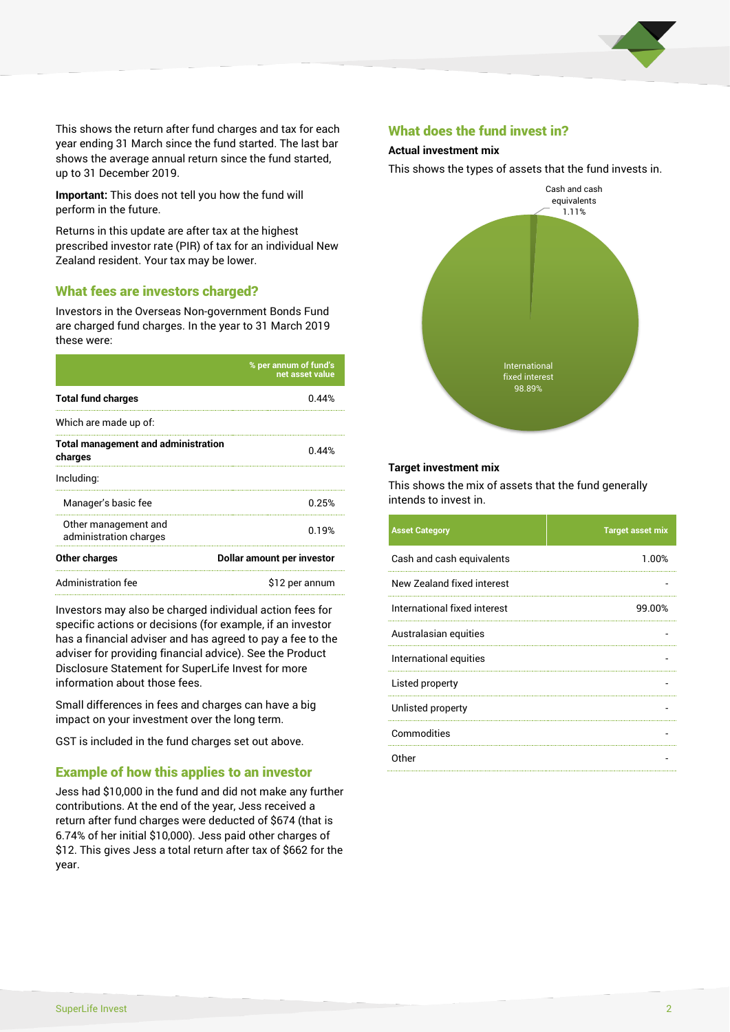This shows the return after fund charges and tax for each year ending 31 March since the fund started. The last bar shows the average annual return since the fund started, up to 31 December 2019.

**Important:** This does not tell you how the fund will perform in the future.

Returns in this update are after tax at the highest prescribed investor rate (PIR) of tax for an individual New Zealand resident. Your tax may be lower.

## What fees are investors charged?

Investors in the Overseas Non-government Bonds Fund are charged fund charges. In the year to 31 March 2019 these were:

| | % per annum of fund's net asset value |
|---|---|
| **Total fund charges** | 0.44% |
| Which are made up of: | |
| **Total management and administration charges** | 0.44% |
| Including: | |
| Manager's basic fee | 0.25% |
| Other management and administration charges | 0.19% |
| **Other charges** | **Dollar amount per investor** |
| Administration fee | $12 per annum |

Investors may also be charged individual action fees for specific actions or decisions (for example, if an investor has a financial adviser and has agreed to pay a fee to the adviser for providing financial advice). See the Product Disclosure Statement for SuperLife Invest for more information about those fees.

Small differences in fees and charges can have a big impact on your investment over the long term.

GST is included in the fund charges set out above.

## Example of how this applies to an investor

Jess had $10,000 in the fund and did not make any further contributions. At the end of the year, Jess received a return after fund charges were deducted of $674 (that is 6.74% of her initial $10,000). Jess paid other charges of $12. This gives Jess a total return after tax of $662 for the year.

## What does the fund invest in?

### Actual investment mix

This shows the types of assets that the fund invests in.

Cash and cash equivalents 1.11%

International fixed interest 98.89%

### Target investment mix

This shows the mix of assets that the fund generally intends to invest in.

| Asset Category | Target asset mix |
|---|---|
| Cash and cash equivalents | 1.00% |
| New Zealand fixed interest | - |
| International fixed interest | 99.00% |
| Australasian equities | - |
| International equities | - |
| Listed property | - |
| Unlisted property | - |
| Commodities | - |
| Other | - |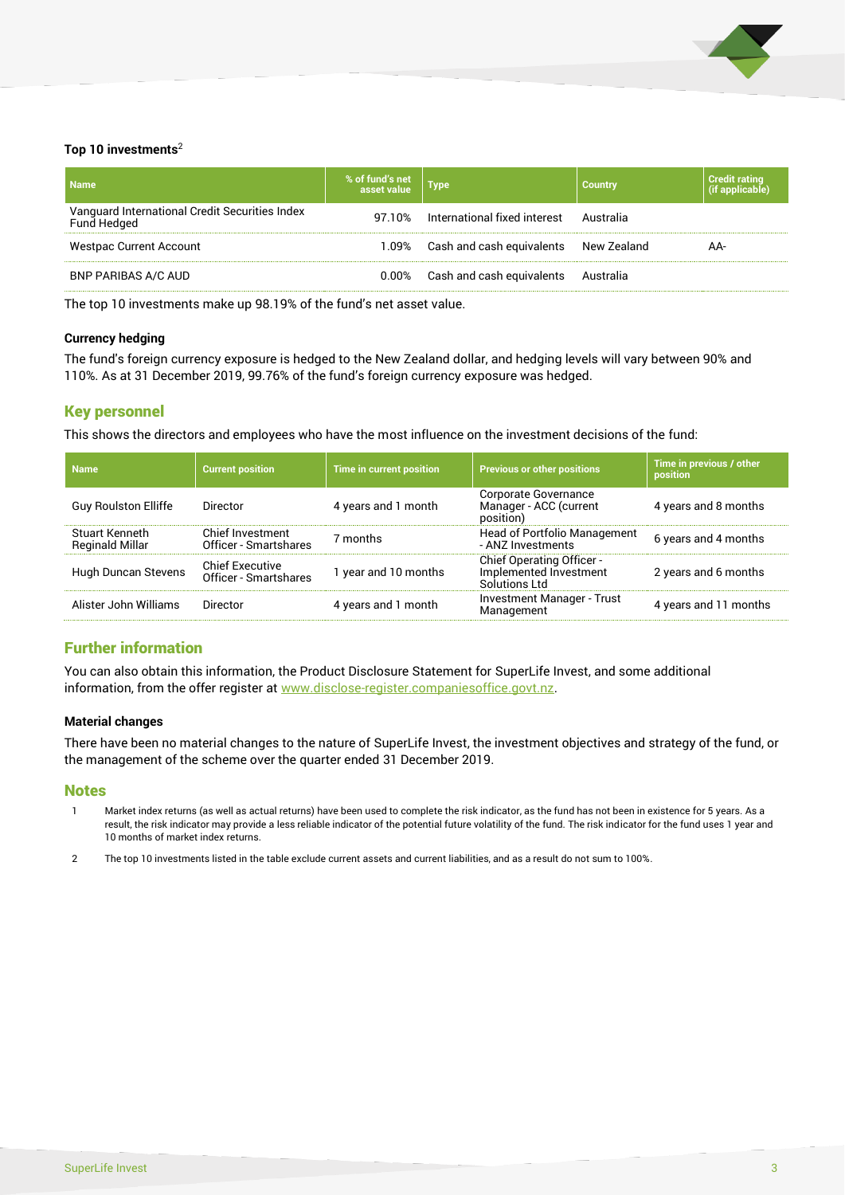### Top 10 investments[2]

| Name | % of fund's net asset value | Type | Country | Credit rating (if applicable) |
|---|---|---|---|---|
| Vanguard International Credit Securities Index Fund Hedged | 97.10% | International fixed interest | Australia | |
| Westpac Current Account | 1.09% | Cash and cash equivalents | New Zealand | AA- |
| BNP PARIBAS A/C AUD | 0.00% | Cash and cash equivalents | Australia | |

The top 10 investments make up 98.19% of the fund's net asset value.

#### Currency hedging

The fund's foreign currency exposure is hedged to the New Zealand dollar, and hedging levels will vary between 90% and 110%. As at 31 December 2019, 99.76% of the fund's foreign currency exposure was hedged.

## Key personnel

This shows the directors and employees who have the most influence on the investment decisions of the fund:

| Name | Current position | Time in current position | Previous or other positions | Time in previous / other position |
|---|---|---|---|---|
| Guy Roulston Elliffe | Director | 4 years and 1 month | Corporate Governance Manager - ACC (current position) | 4 years and 8 months |
| Stuart Kenneth Reginald Millar | Chief Investment Officer - Smartshares | 7 months | Head of Portfolio Management - ANZ Investments | 6 years and 4 months |
| Hugh Duncan Stevens | Chief Executive Officer - Smartshares | 1 year and 10 months | Chief Operating Officer - Implemented Investment Solutions Ltd | 2 years and 6 months |
| Alister John Williams | Director | 4 years and 1 month | Investment Manager - Trust Management | 4 years and 11 months |

## Further information

You can also obtain this information, the Product Disclosure Statement for SuperLife Invest, and some additional information, from the offer register at www.disclose-register.companiesoffice.govt.nz.

#### Material changes

There have been no material changes to the nature of SuperLife Invest, the investment objectives and strategy of the fund, or the management of the scheme over the quarter ended 31 December 2019.

## Notes

1. Market index returns (as well as actual returns) have been used to complete the risk indicator, as the fund has not been in existence for 5 years. As a result, the risk indicator may provide a less reliable indicator of the potential future volatility of the fund. The risk indicator for the fund uses 1 year and 10 months of market index returns.
2. The top 10 investments listed in the table exclude current assets and current liabilities, and as a result do not sum to 100%.